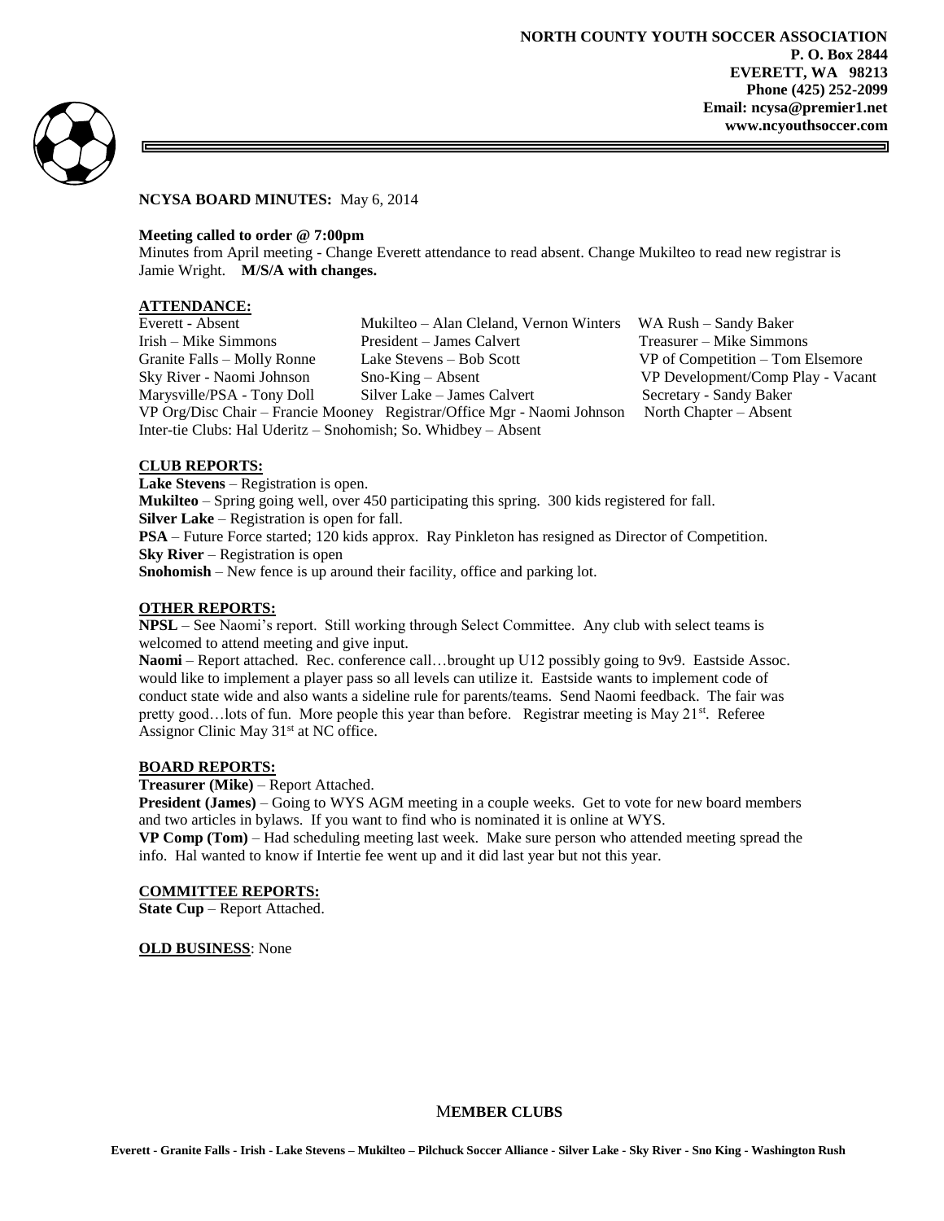**NORTH COUNTY YOUTH SOCCER ASSOCIATION**
**P. O. Box 2844**
**EVERETT, WA 98213**
**Phone (425) 252-2099**
**Email: ncysa@premier1.net**
**www.ncyouthsoccer.com**

**NCYSA BOARD MINUTES:** May 6, 2014

**Meeting called to order @ 7:00pm**

Minutes from April meeting - Change Everett attendance to read absent. Change Mukilteo to read new registrar is Jamie Wright. **M/S/A with changes.**

**ATTENDANCE:**

Everett - Absent
Irish – Mike Simmons
Granite Falls – Molly Ronne
Sky River - Naomi Johnson
Marysville/PSA - Tony Doll
Mukilteo – Alan Cleland, Vernon Winters
President – James Calvert
Lake Stevens – Bob Scott
Sno-King – Absent
Silver Lake – James Calvert
WA Rush – Sandy Baker
Treasurer – Mike Simmons
VP of Competition – Tom Elsemore
VP Development/Comp Play - Vacant
Secretary - Sandy Baker
VP Org/Disc Chair – Francie Mooney
Registrar/Office Mgr - Naomi Johnson
North Chapter – Absent
Inter-tie Clubs: Hal Uderitz – Snohomish; So. Whidbey – Absent

**CLUB REPORTS:**

**Lake Stevens** – Registration is open.
**Mukilteo** – Spring going well, over 450 participating this spring. 300 kids registered for fall.
**Silver Lake** – Registration is open for fall.
**PSA** – Future Force started; 120 kids approx. Ray Pinkleton has resigned as Director of Competition.
**Sky River** – Registration is open
**Snohomish** – New fence is up around their facility, office and parking lot.

**OTHER REPORTS:**

**NPSL** – See Naomi's report. Still working through Select Committee. Any club with select teams is welcomed to attend meeting and give input.

**Naomi** – Report attached. Rec. conference call…brought up U12 possibly going to 9v9. Eastside Assoc. would like to implement a player pass so all levels can utilize it. Eastside wants to implement code of conduct state wide and also wants a sideline rule for parents/teams. Send Naomi feedback. The fair was pretty good…lots of fun. More people this year than before. Registrar meeting is May 21st. Referee Assignor Clinic May 31st at NC office.

**BOARD REPORTS:**

**Treasurer (Mike)** – Report Attached.

**President (James)** – Going to WYS AGM meeting in a couple weeks. Get to vote for new board members and two articles in bylaws. If you want to find who is nominated it is online at WYS.

**VP Comp (Tom)** – Had scheduling meeting last week. Make sure person who attended meeting spread the info. Hal wanted to know if Intertie fee went up and it did last year but not this year.

**COMMITTEE REPORTS:**

**State Cup** – Report Attached.

**OLD BUSINESS**: None

**MEMBER CLUBS**

**Everett - Granite Falls - Irish - Lake Stevens – Mukilteo – Pilchuck Soccer Alliance - Silver Lake - Sky River - Sno King - Washington Rush**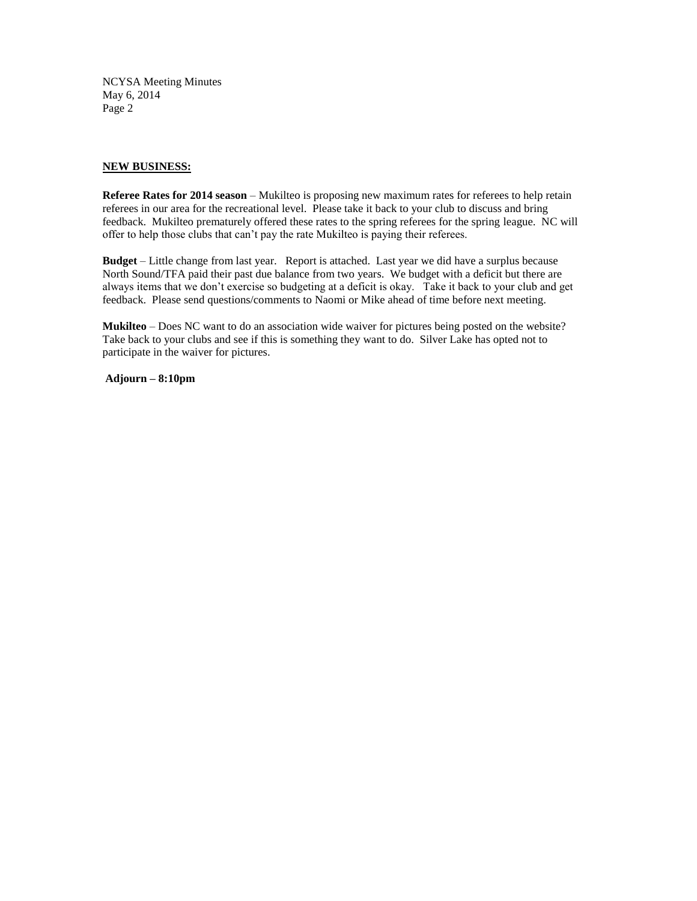**NEW BUSINESS:**

**Referee Rates for 2014 season** – Mukilteo is proposing new maximum rates for referees to help retain referees in our area for the recreational level. Please take it back to your club to discuss and bring feedback. Mukilteo prematurely offered these rates to the spring referees for the spring league. NC will offer to help those clubs that can't pay the rate Mukilteo is paying their referees.

**Budget** – Little change from last year. Report is attached. Last year we did have a surplus because North Sound/TFA paid their past due balance from two years. We budget with a deficit but there are always items that we don't exercise so budgeting at a deficit is okay. Take it back to your club and get feedback. Please send questions/comments to Naomi or Mike ahead of time before next meeting.

**Mukilteo** – Does NC want to do an association wide waiver for pictures being posted on the website? Take back to your clubs and see if this is something they want to do. Silver Lake has opted not to participate in the waiver for pictures.

**Adjourn – 8:10pm**